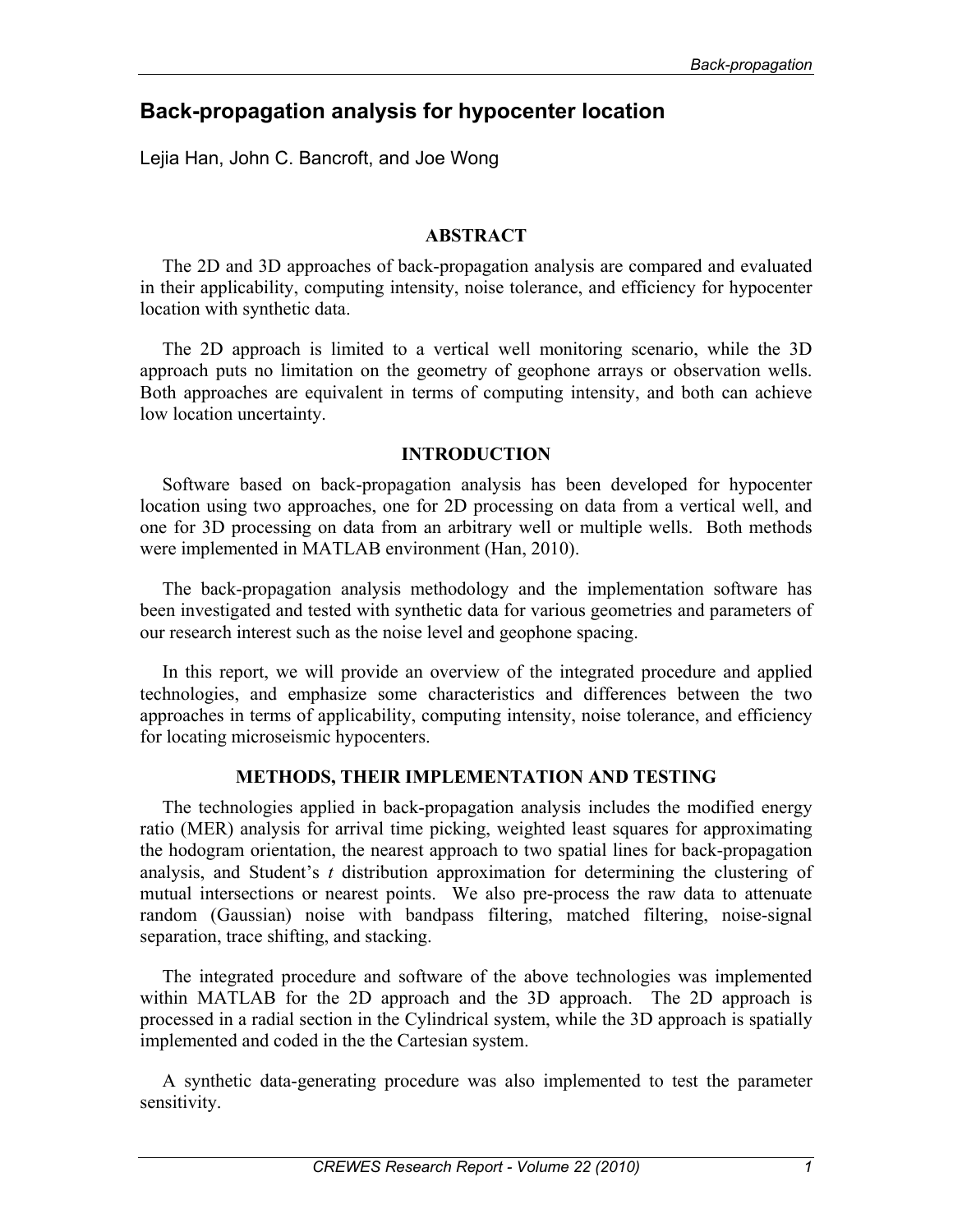# Back-propagation analysis for hypocenter location

Lejia Han, John C. Bancroft, and Joe Wong

## ABSTRACT

The 2D and 3D approaches of back-propagation analysis are compared and evaluated in their applicability, computing intensity, noise tolerance, and efficiency for hypocenter location with synthetic data.

The 2D approach is limited to a vertical well monitoring scenario, while the 3D approach puts no limitation on the geometry of geophone arrays or observation wells. Both approaches are equivalent in terms of computing intensity, and both can achieve low location uncertainty.

## INTRODUCTION

Software based on back-propagation analysis has been developed for hypocenter location using two approaches, one for 2D processing on data from a vertical well, and one for 3D processing on data from an arbitrary well or multiple wells. Both methods were implemented in MATLAB environment (Han, 2010).

The back-propagation analysis methodology and the implementation software has been investigated and tested with synthetic data for various geometries and parameters of our research interest such as the noise level and geophone spacing.

In this report, we will provide an overview of the integrated procedure and applied technologies, and emphasize some characteristics and differences between the two approaches in terms of applicability, computing intensity, noise tolerance, and efficiency for locating microseismic hypocenters.

## METHODS, THEIR IMPLEMENTATION AND TESTING

The technologies applied in back-propagation analysis includes the modified energy ratio (MER) analysis for arrival time picking, weighted least squares for approximating the hodogram orientation, the nearest approach to two spatial lines for back-propagation analysis, and Student's *t* distribution approximation for determining the clustering of mutual intersections or nearest points. We also pre-process the raw data to attenuate random (Gaussian) noise with bandpass filtering, matched filtering, noise-signal separation, trace shifting, and stacking.

The integrated procedure and software of the above technologies was implemented within MATLAB for the 2D approach and the 3D approach. The 2D approach is processed in a radial section in the Cylindrical system, while the 3D approach is spatially implemented and coded in the the Cartesian system.

A synthetic data-generating procedure was also implemented to test the parameter sensitivity.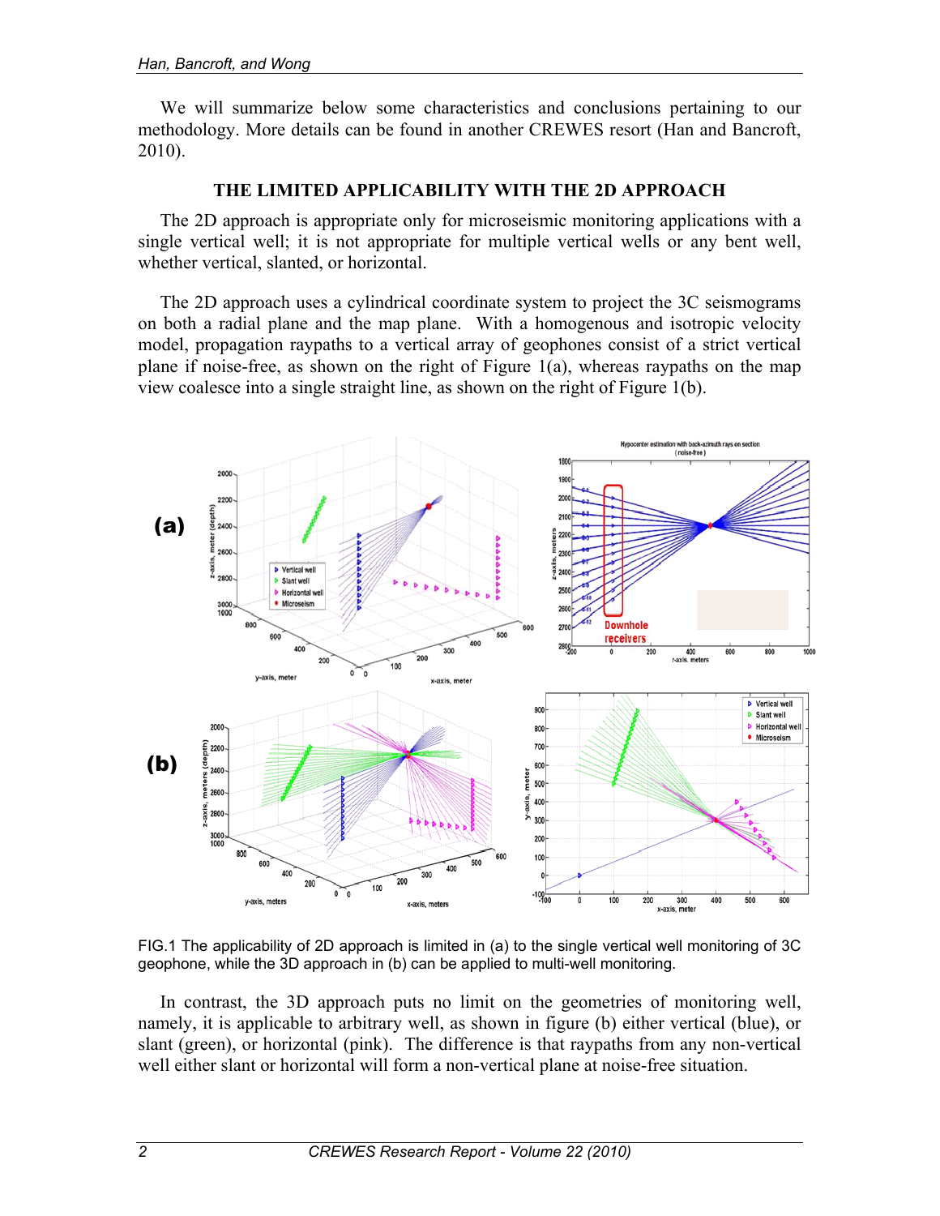We will summarize below some characteristics and conclusions pertaining to our methodology. More details can be found in another CREWES resort (Han and Bancroft, 2010).

## THE LIMITED APPLICABILITY WITH THE 2D APPROACH

The 2D approach is appropriate only for microseismic monitoring applications with a single vertical well; it is not appropriate for multiple vertical wells or any bent well, whether vertical, slanted, or horizontal.

The 2D approach uses a cylindrical coordinate system to project the 3C seismograms on both a radial plane and the map plane. With a homogenous and isotropic velocity model, propagation raypaths to a vertical array of geophones consist of a strict vertical plane if noise-free, as shown on the right of Figure 1(a), whereas raypaths on the map view coalesce into a single straight line, as shown on the right of Figure 1(b).

FIG.1 The applicability of 2D approach is limited in (a) to the single vertical well monitoring of 3C geophone, while the 3D approach in (b) can be applied to multi-well monitoring.

In contrast, the 3D approach puts no limit on the geometries of monitoring well, namely, it is applicable to arbitrary well, as shown in figure (b) either vertical (blue), or slant (green), or horizontal (pink). The difference is that raypaths from any non-vertical well either slant or horizontal will form a non-vertical plane at noise-free situation.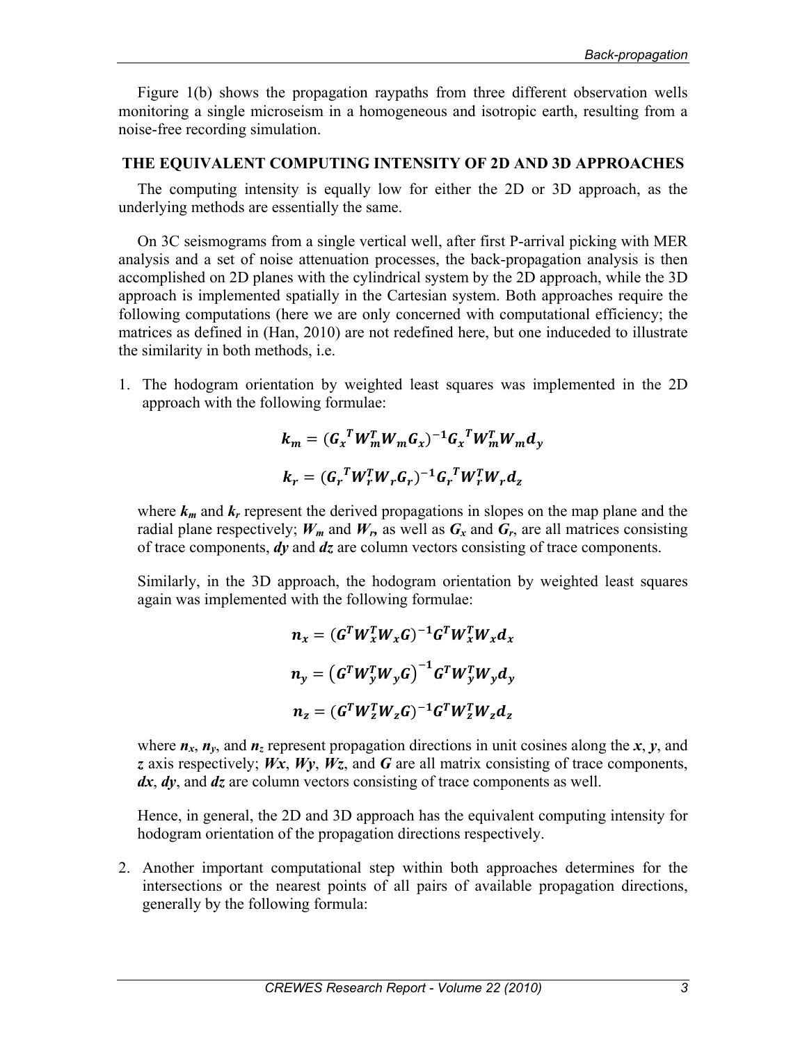Figure 1(b) shows the propagation raypaths from three different observation wells monitoring a single microseism in a homogeneous and isotropic earth, resulting from a noise-free recording simulation.

## THE EQUIVALENT COMPUTING INTENSITY OF 2D AND 3D APPROACHES

The computing intensity is equally low for either the 2D or 3D approach, as the underlying methods are essentially the same.

On 3C seismograms from a single vertical well, after first P-arrival picking with MER analysis and a set of noise attenuation processes, the back-propagation analysis is then accomplished on 2D planes with the cylindrical system by the 2D approach, while the 3D approach is implemented spatially in the Cartesian system. Both approaches require the following computations (here we are only concerned with computational efficiency; the matrices as defined in (Han, 2010) are not redefined here, but one induceded to illustrate the similarity in both methods, i.e.

1. The hodogram orientation by weighted least squares was implemented in the 2D approach with the following formulae:

$$\boldsymbol{k_m} = (\boldsymbol{G_x}^T \boldsymbol{W_m^T} \boldsymbol{W_m} \boldsymbol{G_x})^{-1} \boldsymbol{G_x}^T \boldsymbol{W_m^T} \boldsymbol{W_m} \boldsymbol{d_y}$$

$$\boldsymbol{k_r} = (\boldsymbol{G_r}^T \boldsymbol{W_r^T} \boldsymbol{W_r} \boldsymbol{G_r})^{-1} \boldsymbol{G_r}^T \boldsymbol{W_r^T} \boldsymbol{W_r} \boldsymbol{d_z}$$

   where $\boldsymbol{k_m}$ and $\boldsymbol{k_r}$ represent the derived propagations in slopes on the map plane and the radial plane respectively; $\boldsymbol{W_m}$ and $\boldsymbol{W_r}$, as well as $\boldsymbol{G_x}$ and $\boldsymbol{G_r}$, are all matrices consisting of trace components, ***dy*** and ***dz*** are column vectors consisting of trace components.

   Similarly, in the 3D approach, the hodogram orientation by weighted least squares again was implemented with the following formulae:

$$\boldsymbol{n_x} = (\boldsymbol{G^T} \boldsymbol{W_x^T} \boldsymbol{W_x} \boldsymbol{G})^{-1} \boldsymbol{G^T} \boldsymbol{W_x^T} \boldsymbol{W_x} \boldsymbol{d_x}$$

$$\boldsymbol{n_y} = \left(\boldsymbol{G^T} \boldsymbol{W_y^T} \boldsymbol{W_y} \boldsymbol{G}\right)^{-1} \boldsymbol{G^T} \boldsymbol{W_y^T} \boldsymbol{W_y} \boldsymbol{d_y}$$

$$\boldsymbol{n_z} = (\boldsymbol{G^T} \boldsymbol{W_z^T} \boldsymbol{W_z} \boldsymbol{G})^{-1} \boldsymbol{G^T} \boldsymbol{W_z^T} \boldsymbol{W_z} \boldsymbol{d_z}$$

   where $\boldsymbol{n_x}$, $\boldsymbol{n_y}$, and $\boldsymbol{n_z}$ represent propagation directions in unit cosines along the $\boldsymbol{x}$, $\boldsymbol{y}$, and $\boldsymbol{z}$ axis respectively; ***Wx***, ***Wy***, ***Wz***, and ***G*** are all matrix consisting of trace components, ***dx***, ***dy***, and ***dz*** are column vectors consisting of trace components as well.

   Hence, in general, the 2D and 3D approach has the equivalent computing intensity for hodogram orientation of the propagation directions respectively.

2. Another important computational step within both approaches determines for the intersections or the nearest points of all pairs of available propagation directions, generally by the following formula: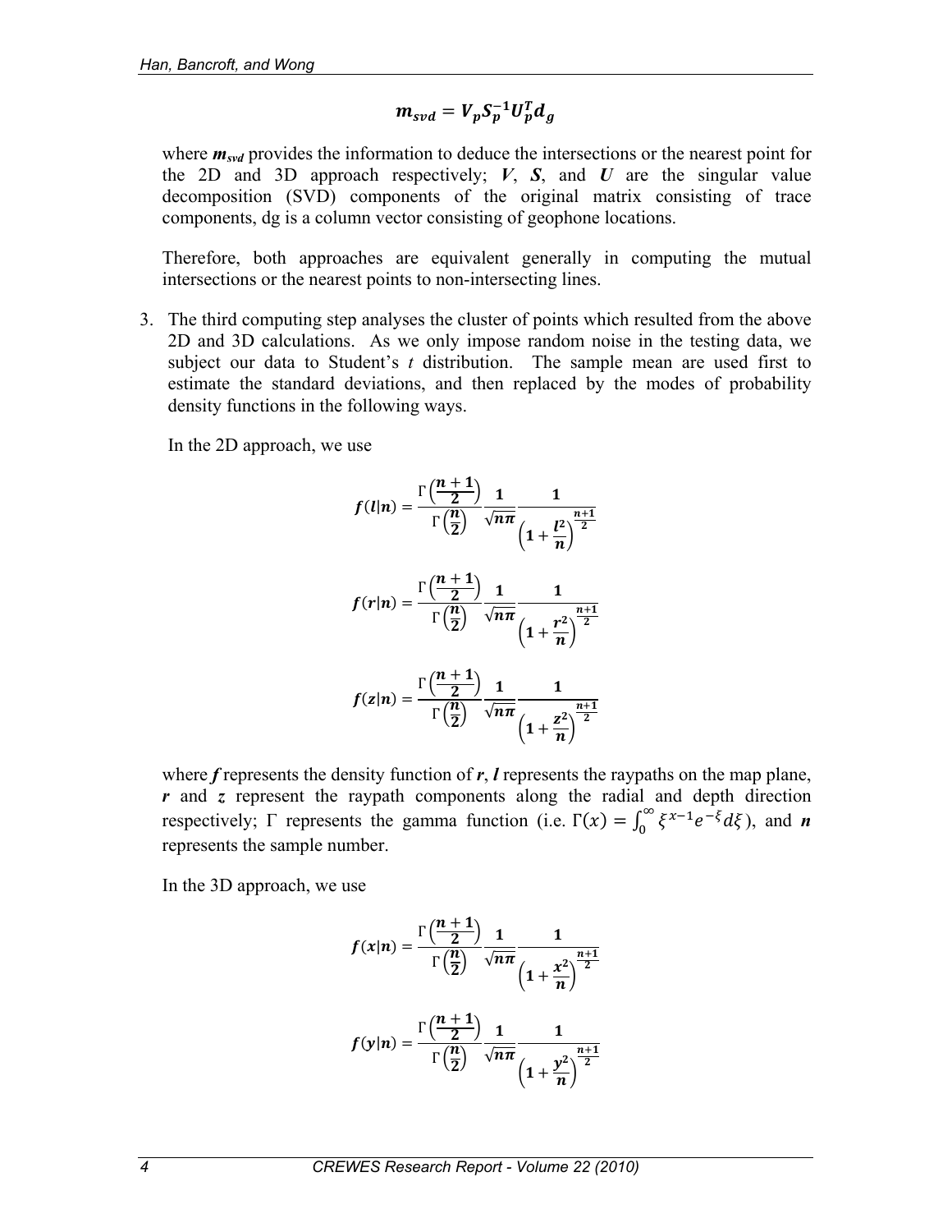$$\boldsymbol{m_{svd}} = \boldsymbol{V_p S_p^{-1} U_p^T d_g}$$

where $\boldsymbol{m_{svd}}$ provides the information to deduce the intersections or the nearest point for the 2D and 3D approach respectively; $\boldsymbol{V}$, $\boldsymbol{S}$, and $\boldsymbol{U}$ are the singular value decomposition (SVD) components of the original matrix consisting of trace components, dg is a column vector consisting of geophone locations.

Therefore, both approaches are equivalent generally in computing the mutual intersections or the nearest points to non-intersecting lines.

3. The third computing step analyses the cluster of points which resulted from the above 2D and 3D calculations. As we only impose random noise in the testing data, we subject our data to Student's *t* distribution. The sample mean are used first to estimate the standard deviations, and then replaced by the modes of probability density functions in the following ways.

   In the 2D approach, we use

$$\boldsymbol{f(l|n)} = \frac{\Gamma\left(\frac{\boldsymbol{n+1}}{\boldsymbol{2}}\right)}{\Gamma\left(\frac{\boldsymbol{n}}{\boldsymbol{2}}\right)} \frac{\boldsymbol{1}}{\sqrt{\boldsymbol{n\pi}}} \frac{\boldsymbol{1}}{\left(\boldsymbol{1} + \frac{\boldsymbol{l^2}}{\boldsymbol{n}}\right)^{\frac{\boldsymbol{n+1}}{\boldsymbol{2}}}}$$

$$\boldsymbol{f(r|n)} = \frac{\Gamma\left(\frac{\boldsymbol{n+1}}{\boldsymbol{2}}\right)}{\Gamma\left(\frac{\boldsymbol{n}}{\boldsymbol{2}}\right)} \frac{\boldsymbol{1}}{\sqrt{\boldsymbol{n\pi}}} \frac{\boldsymbol{1}}{\left(\boldsymbol{1} + \frac{\boldsymbol{r^2}}{\boldsymbol{n}}\right)^{\frac{\boldsymbol{n+1}}{\boldsymbol{2}}}}$$

$$\boldsymbol{f(z|n)} = \frac{\Gamma\left(\frac{\boldsymbol{n+1}}{\boldsymbol{2}}\right)}{\Gamma\left(\frac{\boldsymbol{n}}{\boldsymbol{2}}\right)} \frac{\boldsymbol{1}}{\sqrt{\boldsymbol{n\pi}}} \frac{\boldsymbol{1}}{\left(\boldsymbol{1} + \frac{\boldsymbol{z^2}}{\boldsymbol{n}}\right)^{\frac{\boldsymbol{n+1}}{\boldsymbol{2}}}}$$

   where $\boldsymbol{f}$ represents the density function of $\boldsymbol{r}$, $\boldsymbol{l}$ represents the raypaths on the map plane, $\boldsymbol{r}$ and $\boldsymbol{z}$ represent the raypath components along the radial and depth direction respectively; $\Gamma$ represents the gamma function (i.e. $\Gamma(x) = \int_0^\infty \xi^{x-1} e^{-\xi} d\xi$), and $\boldsymbol{n}$ represents the sample number.

   In the 3D approach, we use

$$\boldsymbol{f(x|n)} = \frac{\Gamma\left(\frac{\boldsymbol{n+1}}{\boldsymbol{2}}\right)}{\Gamma\left(\frac{\boldsymbol{n}}{\boldsymbol{2}}\right)} \frac{\boldsymbol{1}}{\sqrt{\boldsymbol{n\pi}}} \frac{\boldsymbol{1}}{\left(\boldsymbol{1} + \frac{\boldsymbol{x^2}}{\boldsymbol{n}}\right)^{\frac{\boldsymbol{n+1}}{\boldsymbol{2}}}}$$

$$\boldsymbol{f(y|n)} = \frac{\Gamma\left(\frac{\boldsymbol{n+1}}{\boldsymbol{2}}\right)}{\Gamma\left(\frac{\boldsymbol{n}}{\boldsymbol{2}}\right)} \frac{\boldsymbol{1}}{\sqrt{\boldsymbol{n\pi}}} \frac{\boldsymbol{1}}{\left(\boldsymbol{1} + \frac{\boldsymbol{y^2}}{\boldsymbol{n}}\right)^{\frac{\boldsymbol{n+1}}{\boldsymbol{2}}}}$$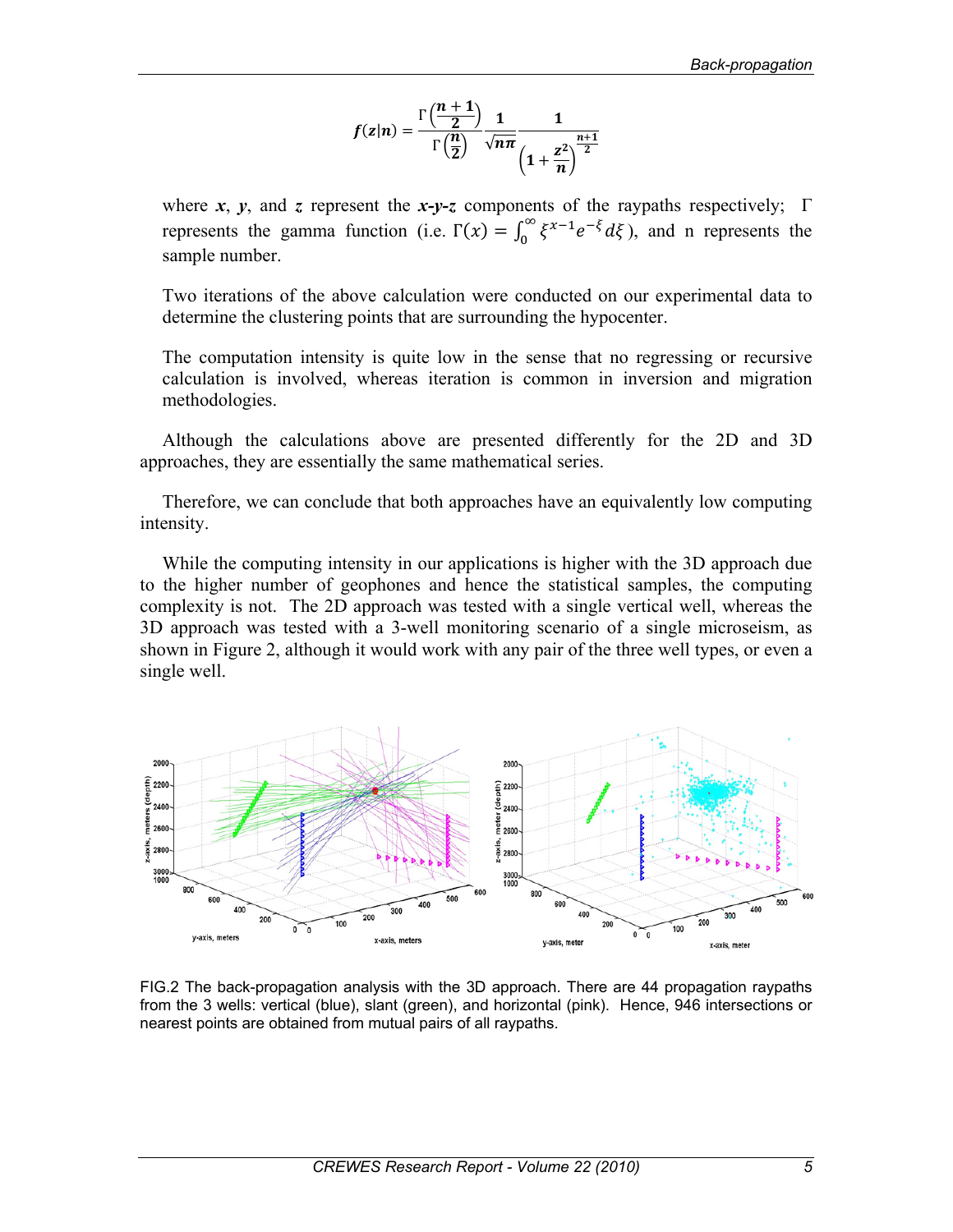$$f(z|n) = \frac{\Gamma\left(\frac{n+1}{2}\right)}{\Gamma\left(\frac{n}{2}\right)} \frac{1}{\sqrt{n\pi}} \frac{1}{\left(1+\frac{z^2}{n}\right)^{\frac{n+1}{2}}}$$

where $x$, $y$, and $z$ represent the ***x-y-z*** components of the raypaths respectively; $\Gamma$ represents the gamma function (i.e. $\Gamma(x) = \int_0^\infty \xi^{x-1} e^{-\xi} d\xi$), and n represents the sample number.

Two iterations of the above calculation were conducted on our experimental data to determine the clustering points that are surrounding the hypocenter.

The computation intensity is quite low in the sense that no regressing or recursive calculation is involved, whereas iteration is common in inversion and migration methodologies.

Although the calculations above are presented differently for the 2D and 3D approaches, they are essentially the same mathematical series.

Therefore, we can conclude that both approaches have an equivalently low computing intensity.

While the computing intensity in our applications is higher with the 3D approach due to the higher number of geophones and hence the statistical samples, the computing complexity is not. The 2D approach was tested with a single vertical well, whereas the 3D approach was tested with a 3-well monitoring scenario of a single microseism, as shown in Figure 2, although it would work with any pair of the three well types, or even a single well.

FIG.2 The back-propagation analysis with the 3D approach. There are 44 propagation raypaths from the 3 wells: vertical (blue), slant (green), and horizontal (pink). Hence, 946 intersections or nearest points are obtained from mutual pairs of all raypaths.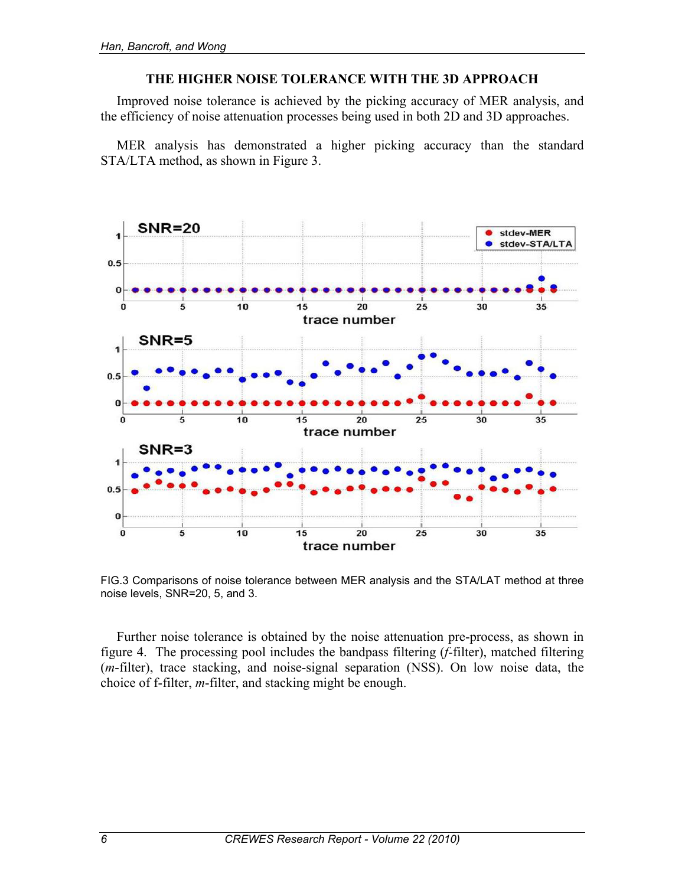## THE HIGHER NOISE TOLERANCE WITH THE 3D APPROACH

Improved noise tolerance is achieved by the picking accuracy of MER analysis, and the efficiency of noise attenuation processes being used in both 2D and 3D approaches.

MER analysis has demonstrated a higher picking accuracy than the standard STA/LTA method, as shown in Figure 3.

FIG.3 Comparisons of noise tolerance between MER analysis and the STA/LAT method at three noise levels, SNR=20, 5, and 3.

Further noise tolerance is obtained by the noise attenuation pre-process, as shown in figure 4. The processing pool includes the bandpass filtering (*f*-filter), matched filtering (*m*-filter), trace stacking, and noise-signal separation (NSS). On low noise data, the choice of f-filter, *m*-filter, and stacking might be enough.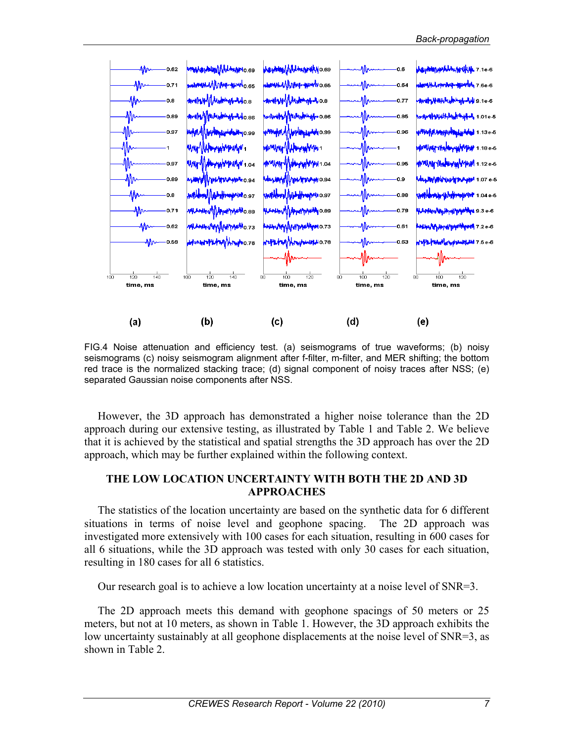FIG.4 Noise attenuation and efficiency test. (a) seismograms of true waveforms; (b) noisy seismograms (c) noisy seismogram alignment after f-filter, m-filter, and MER shifting; the bottom red trace is the normalized stacking trace; (d) signal component of noisy traces after NSS; (e) separated Gaussian noise components after NSS.

However, the 3D approach has demonstrated a higher noise tolerance than the 2D approach during our extensive testing, as illustrated by Table 1 and Table 2. We believe that it is achieved by the statistical and spatial strengths the 3D approach has over the 2D approach, which may be further explained within the following context.

## THE LOW LOCATION UNCERTAINTY WITH BOTH THE 2D AND 3D APPROACHES

The statistics of the location uncertainty are based on the synthetic data for 6 different situations in terms of noise level and geophone spacing. The 2D approach was investigated more extensively with 100 cases for each situation, resulting in 600 cases for all 6 situations, while the 3D approach was tested with only 30 cases for each situation, resulting in 180 cases for all 6 statistics.

Our research goal is to achieve a low location uncertainty at a noise level of SNR=3.

The 2D approach meets this demand with geophone spacings of 50 meters or 25 meters, but not at 10 meters, as shown in Table 1. However, the 3D approach exhibits the low uncertainty sustainably at all geophone displacements at the noise level of SNR=3, as shown in Table 2.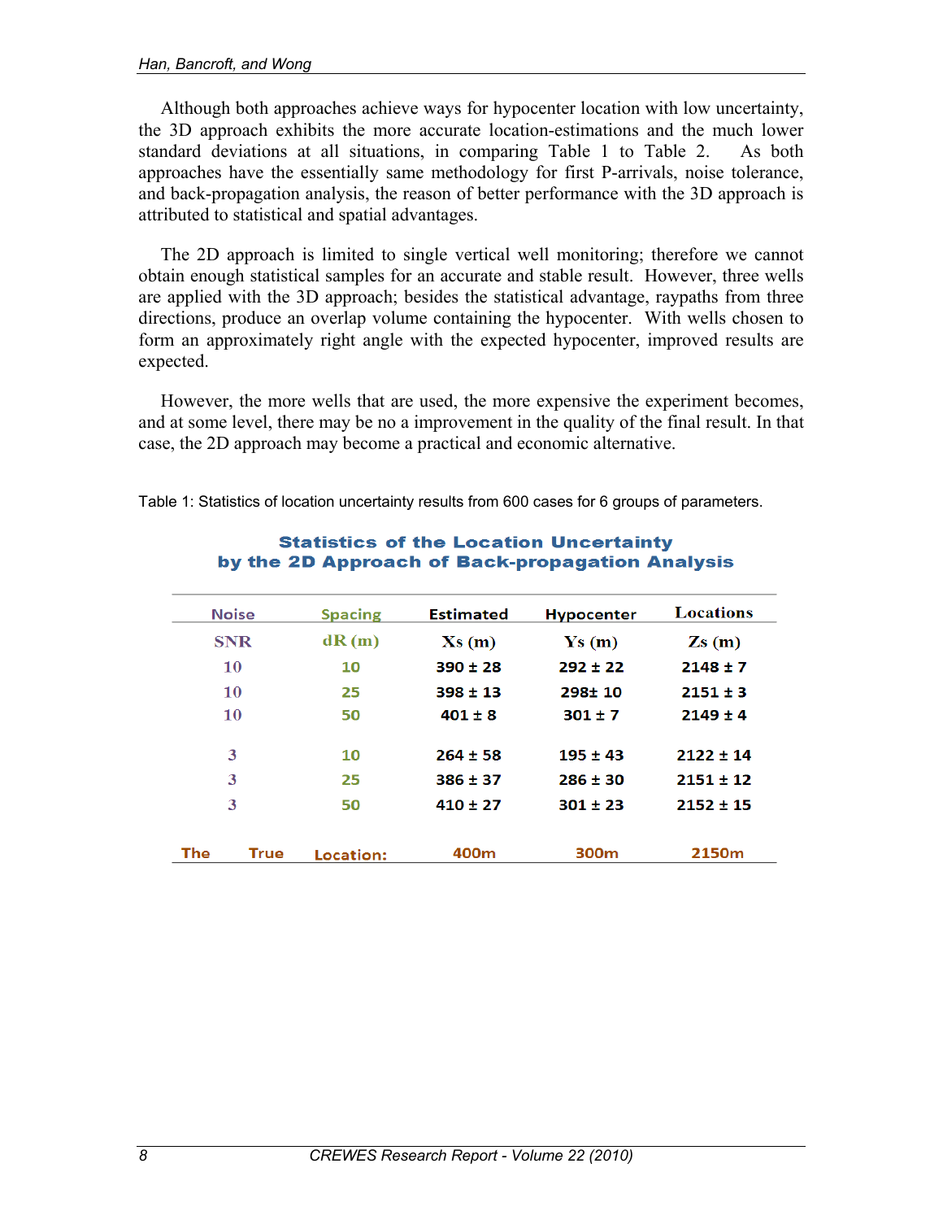Although both approaches achieve ways for hypocenter location with low uncertainty, the 3D approach exhibits the more accurate location-estimations and the much lower standard deviations at all situations, in comparing Table 1 to Table 2. As both approaches have the essentially same methodology for first P-arrivals, noise tolerance, and back-propagation analysis, the reason of better performance with the 3D approach is attributed to statistical and spatial advantages.

The 2D approach is limited to single vertical well monitoring; therefore we cannot obtain enough statistical samples for an accurate and stable result. However, three wells are applied with the 3D approach; besides the statistical advantage, raypaths from three directions, produce an overlap volume containing the hypocenter. With wells chosen to form an approximately right angle with the expected hypocenter, improved results are expected.

However, the more wells that are used, the more expensive the experiment becomes, and at some level, there may be no improvement in the quality of the final result. In that case, the 2D approach may become a practical and economic alternative.

Table 1: Statistics of location uncertainty results from 600 cases for 6 groups of parameters.

**Statistics of the Location Uncertainty by the 2D Approach of Back-propagation Analysis**

| Noise | Spacing | Estimated | Hypocenter | Locations |
|---|---|---|---|---|
| SNR | dR (m) | Xs (m) | Ys (m) | Zs (m) |
| 10 | 10 | 390 ± 28 | 292 ± 22 | 2148 ± 7 |
| 10 | 25 | 398 ± 13 | 298± 10 | 2151 ± 3 |
| 10 | 50 | 401 ± 8 | 301 ± 7 | 2149 ± 4 |
| 3 | 10 | 264 ± 58 | 195 ± 43 | 2122 ± 14 |
| 3 | 25 | 386 ± 37 | 286 ± 30 | 2151 ± 12 |
| 3 | 50 | 410 ± 27 | 301 ± 23 | 2152 ± 15 |
| The True | Location: | 400m | 300m | 2150m |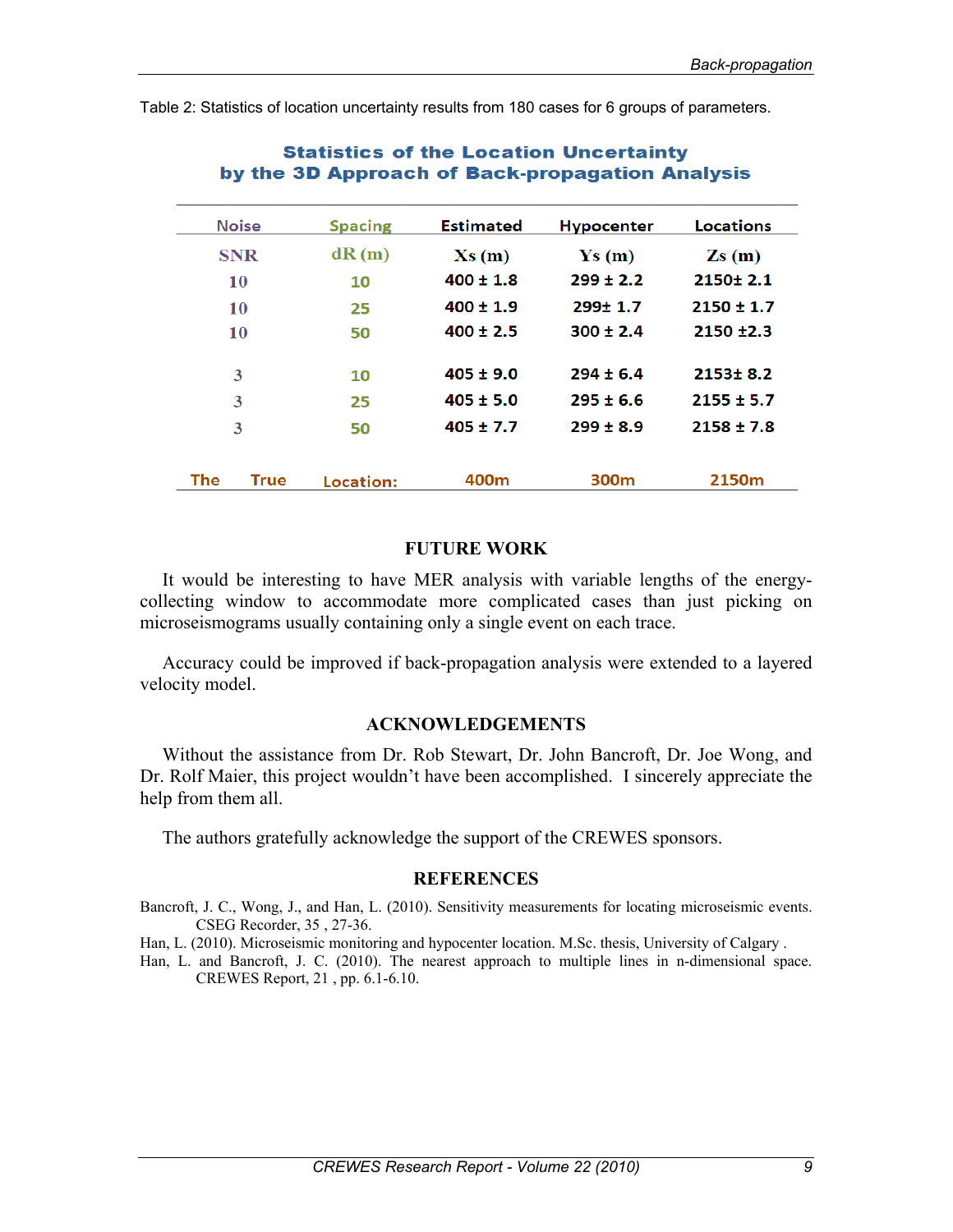Table 2: Statistics of location uncertainty results from 180 cases for 6 groups of parameters.

**Statistics of the Location Uncertainty by the 3D Approach of Back-propagation Analysis**

| Noise | Spacing | Estimated | Hypocenter | Locations |
|---|---|---|---|---|
| SNR | dR (m) | Xs (m) | Ys (m) | Zs (m) |
| 10 | 10 | 400 ± 1.8 | 299 ± 2.2 | 2150± 2.1 |
| 10 | 25 | 400 ± 1.9 | 299± 1.7 | 2150 ± 1.7 |
| 10 | 50 | 400 ± 2.5 | 300 ± 2.4 | 2150 ±2.3 |
| 3 | 10 | 405 ± 9.0 | 294 ± 6.4 | 2153± 8.2 |
| 3 | 25 | 405 ± 5.0 | 295 ± 6.6 | 2155 ± 5.7 |
| 3 | 50 | 405 ± 7.7 | 299 ± 8.9 | 2158 ± 7.8 |
| The True | Location: | 400m | 300m | 2150m |

## FUTURE WORK

It would be interesting to have MER analysis with variable lengths of the energy-collecting window to accommodate more complicated cases than just picking on microseismograms usually containing only a single event on each trace.

Accuracy could be improved if back-propagation analysis were extended to a layered velocity model.

## ACKNOWLEDGEMENTS

Without the assistance from Dr. Rob Stewart, Dr. John Bancroft, Dr. Joe Wong, and Dr. Rolf Maier, this project wouldn't have been accomplished. I sincerely appreciate the help from them all.

The authors gratefully acknowledge the support of the CREWES sponsors.

## REFERENCES

Bancroft, J. C., Wong, J., and Han, L. (2010). Sensitivity measurements for locating microseismic events. CSEG Recorder, 35 , 27-36.

Han, L. (2010). Microseismic monitoring and hypocenter location. M.Sc. thesis, University of Calgary .

Han, L. and Bancroft, J. C. (2010). The nearest approach to multiple lines in n-dimensional space. CREWES Report, 21 , pp. 6.1-6.10.